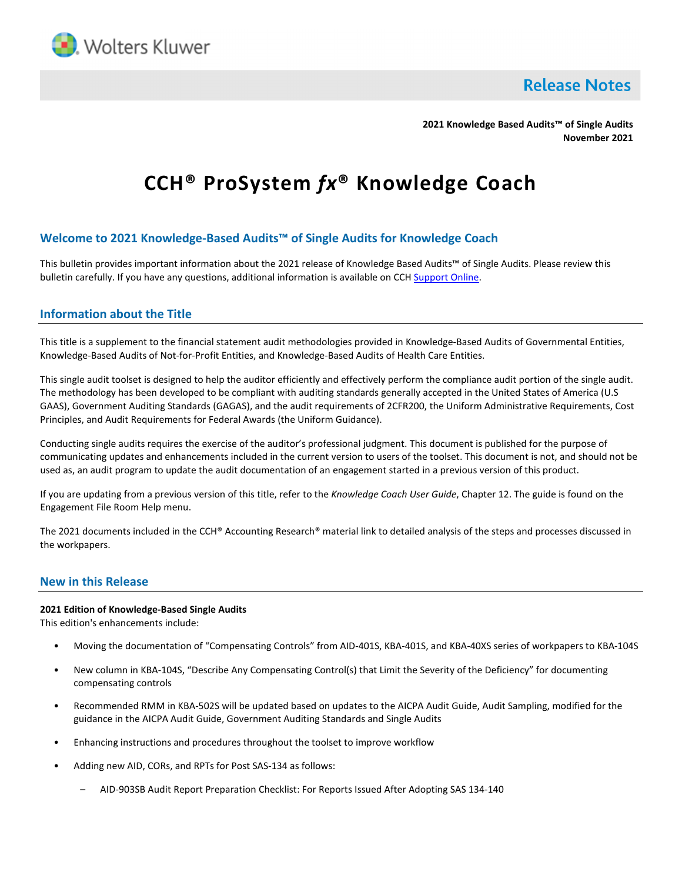# Release Notes

**2021 Knowledge Based Audits™ of Single Audits**
**November 2021**

# CCH® ProSystem *fx*® Knowledge Coach

## Welcome to 2021 Knowledge-Based Audits™ of Single Audits for Knowledge Coach

This bulletin provides important information about the 2021 release of Knowledge Based Audits™ of Single Audits. Please review this bulletin carefully. If you have any questions, additional information is available on CCH Support Online.

## Information about the Title

This title is a supplement to the financial statement audit methodologies provided in Knowledge-Based Audits of Governmental Entities, Knowledge-Based Audits of Not-for-Profit Entities, and Knowledge-Based Audits of Health Care Entities.

This single audit toolset is designed to help the auditor efficiently and effectively perform the compliance audit portion of the single audit. The methodology has been developed to be compliant with auditing standards generally accepted in the United States of America (U.S GAAS), Government Auditing Standards (GAGAS), and the audit requirements of 2CFR200, the Uniform Administrative Requirements, Cost Principles, and Audit Requirements for Federal Awards (the Uniform Guidance).

Conducting single audits requires the exercise of the auditor's professional judgment. This document is published for the purpose of communicating updates and enhancements included in the current version to users of the toolset. This document is not, and should not be used as, an audit program to update the audit documentation of an engagement started in a previous version of this product.

If you are updating from a previous version of this title, refer to the *Knowledge Coach User Guide*, Chapter 12. The guide is found on the Engagement File Room Help menu.

The 2021 documents included in the CCH® Accounting Research® material link to detailed analysis of the steps and processes discussed in the workpapers.

## New in this Release

**2021 Edition of Knowledge-Based Single Audits**
This edition's enhancements include:

- Moving the documentation of "Compensating Controls" from AID-401S, KBA-401S, and KBA-40XS series of workpapers to KBA-104S
- New column in KBA-104S, "Describe Any Compensating Control(s) that Limit the Severity of the Deficiency" for documenting compensating controls
- Recommended RMM in KBA-502S will be updated based on updates to the AICPA Audit Guide, Audit Sampling, modified for the guidance in the AICPA Audit Guide, Government Auditing Standards and Single Audits
- Enhancing instructions and procedures throughout the toolset to improve workflow
- Adding new AID, CORs, and RPTs for Post SAS-134 as follows:
  - AID-903SB Audit Report Preparation Checklist: For Reports Issued After Adopting SAS 134-140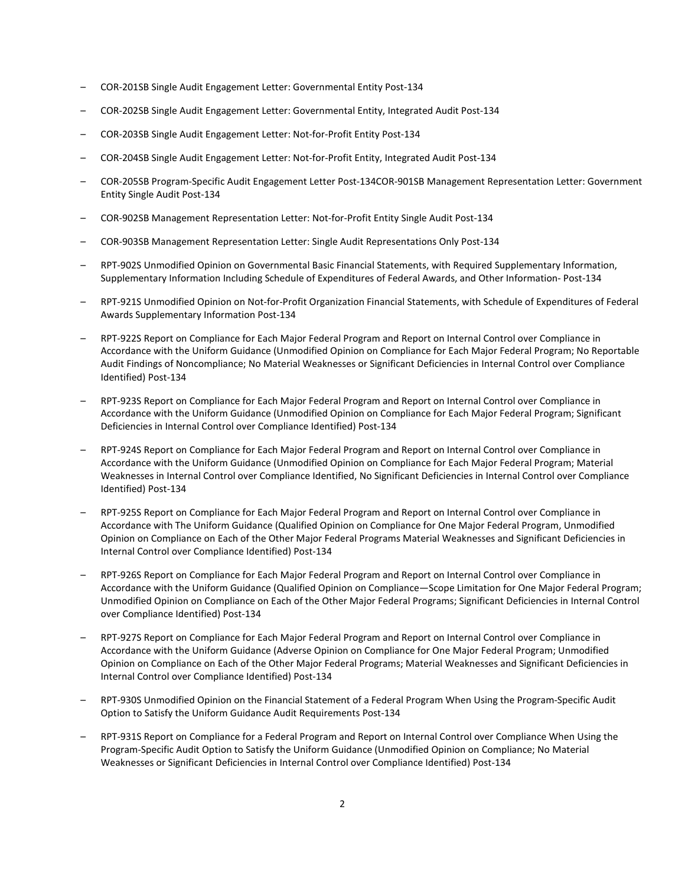- COR-201SB Single Audit Engagement Letter: Governmental Entity Post-134
- COR-202SB Single Audit Engagement Letter: Governmental Entity, Integrated Audit Post-134
- COR-203SB Single Audit Engagement Letter: Not-for-Profit Entity Post-134
- COR-204SB Single Audit Engagement Letter: Not-for-Profit Entity, Integrated Audit Post-134
- COR-205SB Program-Specific Audit Engagement Letter Post-134COR-901SB Management Representation Letter: Government Entity Single Audit Post-134
- COR-902SB Management Representation Letter: Not-for-Profit Entity Single Audit Post-134
- COR-903SB Management Representation Letter: Single Audit Representations Only Post-134
- RPT-902S Unmodified Opinion on Governmental Basic Financial Statements, with Required Supplementary Information, Supplementary Information Including Schedule of Expenditures of Federal Awards, and Other Information- Post-134
- RPT-921S Unmodified Opinion on Not-for-Profit Organization Financial Statements, with Schedule of Expenditures of Federal Awards Supplementary Information Post-134
- RPT-922S Report on Compliance for Each Major Federal Program and Report on Internal Control over Compliance in Accordance with the Uniform Guidance (Unmodified Opinion on Compliance for Each Major Federal Program; No Reportable Audit Findings of Noncompliance; No Material Weaknesses or Significant Deficiencies in Internal Control over Compliance Identified) Post-134
- RPT-923S Report on Compliance for Each Major Federal Program and Report on Internal Control over Compliance in Accordance with the Uniform Guidance (Unmodified Opinion on Compliance for Each Major Federal Program; Significant Deficiencies in Internal Control over Compliance Identified) Post-134
- RPT-924S Report on Compliance for Each Major Federal Program and Report on Internal Control over Compliance in Accordance with the Uniform Guidance (Unmodified Opinion on Compliance for Each Major Federal Program; Material Weaknesses in Internal Control over Compliance Identified, No Significant Deficiencies in Internal Control over Compliance Identified) Post-134
- RPT-925S Report on Compliance for Each Major Federal Program and Report on Internal Control over Compliance in Accordance with The Uniform Guidance (Qualified Opinion on Compliance for One Major Federal Program, Unmodified Opinion on Compliance on Each of the Other Major Federal Programs Material Weaknesses and Significant Deficiencies in Internal Control over Compliance Identified) Post-134
- RPT-926S Report on Compliance for Each Major Federal Program and Report on Internal Control over Compliance in Accordance with the Uniform Guidance (Qualified Opinion on Compliance—Scope Limitation for One Major Federal Program; Unmodified Opinion on Compliance on Each of the Other Major Federal Programs; Significant Deficiencies in Internal Control over Compliance Identified) Post-134
- RPT-927S Report on Compliance for Each Major Federal Program and Report on Internal Control over Compliance in Accordance with the Uniform Guidance (Adverse Opinion on Compliance for One Major Federal Program; Unmodified Opinion on Compliance on Each of the Other Major Federal Programs; Material Weaknesses and Significant Deficiencies in Internal Control over Compliance Identified) Post-134
- RPT-930S Unmodified Opinion on the Financial Statement of a Federal Program When Using the Program-Specific Audit Option to Satisfy the Uniform Guidance Audit Requirements Post-134
- RPT-931S Report on Compliance for a Federal Program and Report on Internal Control over Compliance When Using the Program-Specific Audit Option to Satisfy the Uniform Guidance (Unmodified Opinion on Compliance; No Material Weaknesses or Significant Deficiencies in Internal Control over Compliance Identified) Post-134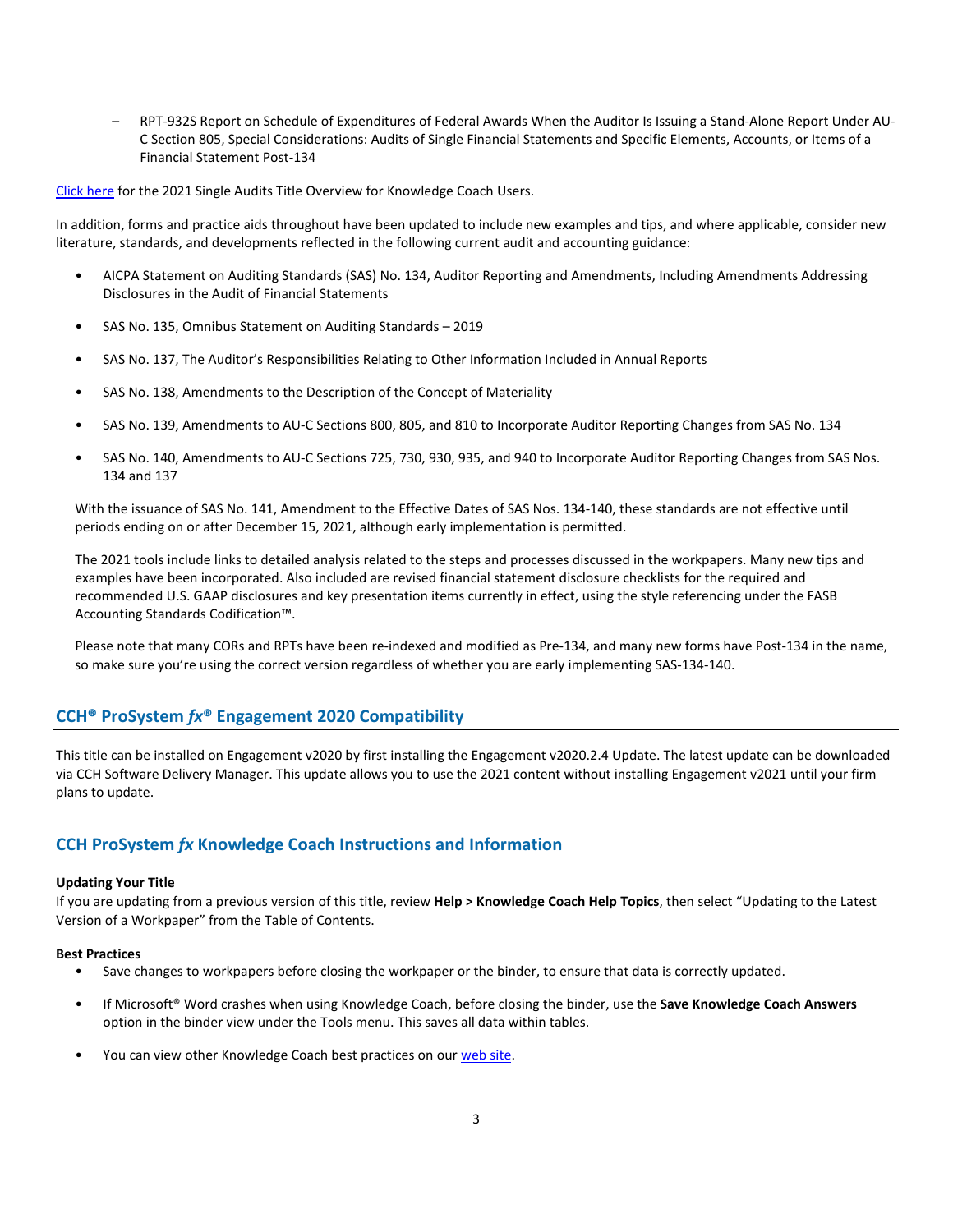- RPT-932S Report on Schedule of Expenditures of Federal Awards When the Auditor Is Issuing a Stand-Alone Report Under AU-C Section 805, Special Considerations: Audits of Single Financial Statements and Specific Elements, Accounts, or Items of a Financial Statement Post-134

[Click here](#) for the 2021 Single Audits Title Overview for Knowledge Coach Users.

In addition, forms and practice aids throughout have been updated to include new examples and tips, and where applicable, consider new literature, standards, and developments reflected in the following current audit and accounting guidance:

- AICPA Statement on Auditing Standards (SAS) No. 134, Auditor Reporting and Amendments, Including Amendments Addressing Disclosures in the Audit of Financial Statements
- SAS No. 135, Omnibus Statement on Auditing Standards – 2019
- SAS No. 137, The Auditor's Responsibilities Relating to Other Information Included in Annual Reports
- SAS No. 138, Amendments to the Description of the Concept of Materiality
- SAS No. 139, Amendments to AU-C Sections 800, 805, and 810 to Incorporate Auditor Reporting Changes from SAS No. 134
- SAS No. 140, Amendments to AU-C Sections 725, 730, 930, 935, and 940 to Incorporate Auditor Reporting Changes from SAS Nos. 134 and 137

With the issuance of SAS No. 141, Amendment to the Effective Dates of SAS Nos. 134-140, these standards are not effective until periods ending on or after December 15, 2021, although early implementation is permitted.

The 2021 tools include links to detailed analysis related to the steps and processes discussed in the workpapers. Many new tips and examples have been incorporated. Also included are revised financial statement disclosure checklists for the required and recommended U.S. GAAP disclosures and key presentation items currently in effect, using the style referencing under the FASB Accounting Standards Codification™.

Please note that many CORs and RPTs have been re-indexed and modified as Pre-134, and many new forms have Post-134 in the name, so make sure you're using the correct version regardless of whether you are early implementing SAS-134-140.

## CCH® ProSystem *fx*® Engagement 2020 Compatibility

This title can be installed on Engagement v2020 by first installing the Engagement v2020.2.4 Update. The latest update can be downloaded via CCH Software Delivery Manager. This update allows you to use the 2021 content without installing Engagement v2021 until your firm plans to update.

## CCH ProSystem *fx* Knowledge Coach Instructions and Information

**Updating Your Title**

If you are updating from a previous version of this title, review **Help > Knowledge Coach Help Topics**, then select "Updating to the Latest Version of a Workpaper" from the Table of Contents.

**Best Practices**

- Save changes to workpapers before closing the workpaper or the binder, to ensure that data is correctly updated.
- If Microsoft® Word crashes when using Knowledge Coach, before closing the binder, use the **Save Knowledge Coach Answers** option in the binder view under the Tools menu. This saves all data within tables.
- You can view other Knowledge Coach best practices on our [web site](#).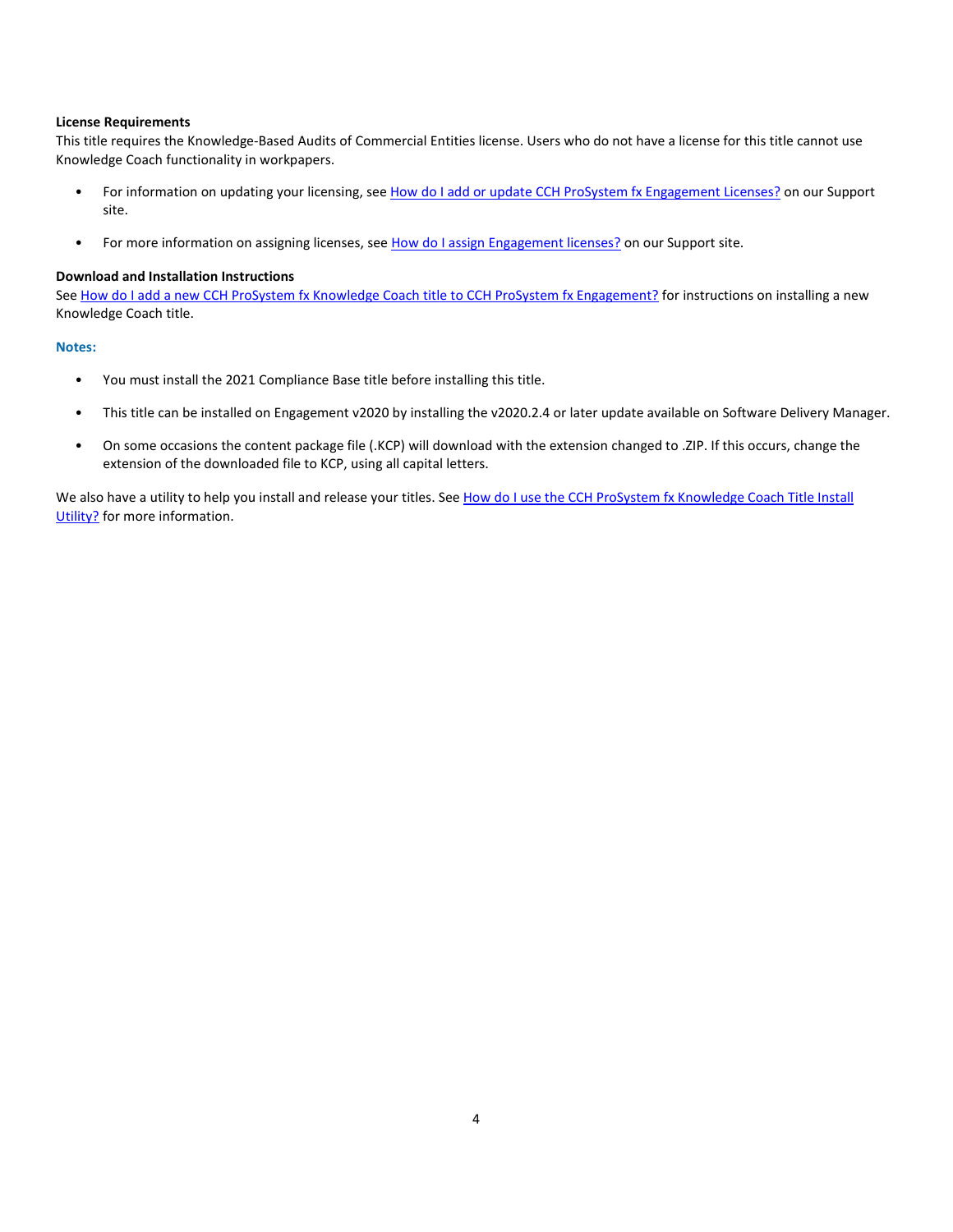**License Requirements**

This title requires the Knowledge-Based Audits of Commercial Entities license. Users who do not have a license for this title cannot use Knowledge Coach functionality in workpapers.

- For information on updating your licensing, see How do I add or update CCH ProSystem fx Engagement Licenses? on our Support site.
- For more information on assigning licenses, see How do I assign Engagement licenses? on our Support site.

**Download and Installation Instructions**

See How do I add a new CCH ProSystem fx Knowledge Coach title to CCH ProSystem fx Engagement? for instructions on installing a new Knowledge Coach title.

**Notes:**

- You must install the 2021 Compliance Base title before installing this title.
- This title can be installed on Engagement v2020 by installing the v2020.2.4 or later update available on Software Delivery Manager.
- On some occasions the content package file (.KCP) will download with the extension changed to .ZIP. If this occurs, change the extension of the downloaded file to KCP, using all capital letters.

We also have a utility to help you install and release your titles. See How do I use the CCH ProSystem fx Knowledge Coach Title Install Utility? for more information.